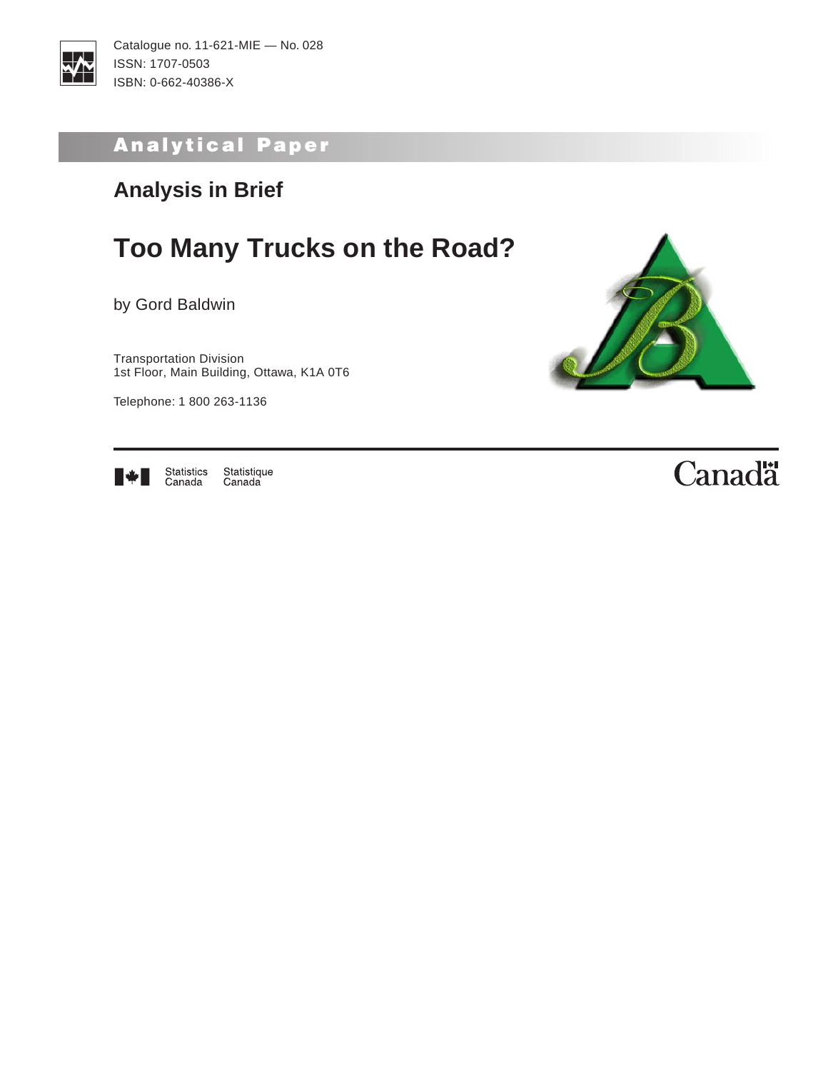Catalogue no. 11-621-MIE — No. 028
ISSN: 1707-0503
ISBN: 0-662-40386-X

## Analytical Paper

### Analysis in Brief

# Too Many Trucks on the Road?

by Gord Baldwin

Transportation Division
1st Floor, Main Building, Ottawa, K1A 0T6

Telephone: 1 800 263-1136

Statistics Canada Statistique Canada

Canada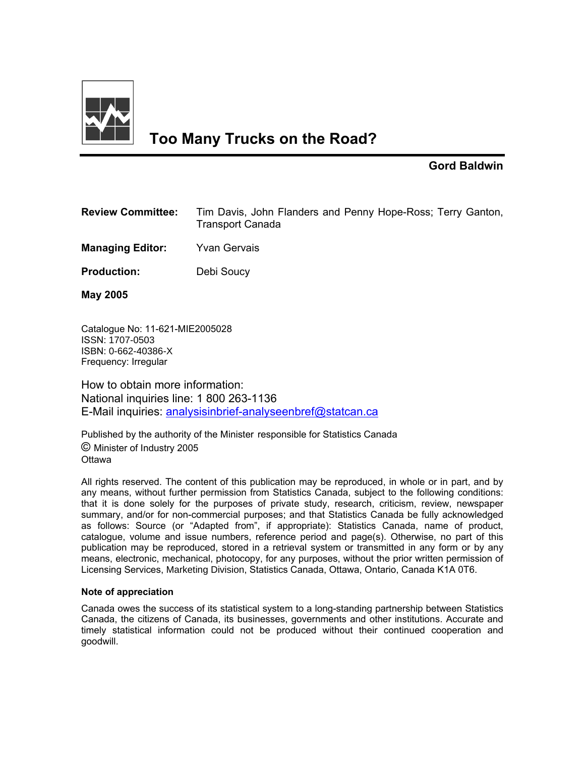# Too Many Trucks on the Road?

**Gord Baldwin**

**Review Committee:** Tim Davis, John Flanders and Penny Hope-Ross; Terry Ganton, Transport Canada

**Managing Editor:** Yvan Gervais

**Production:** Debi Soucy

**May 2005**

Catalogue No: 11-621-MIE2005028
ISSN: 1707-0503
ISBN: 0-662-40386-X
Frequency: Irregular

How to obtain more information:
National inquiries line: 1 800 263-1136
E-Mail inquiries: analysisinbrief-analyseenbref@statcan.ca

Published by the authority of the Minister responsible for Statistics Canada
© Minister of Industry 2005
Ottawa

All rights reserved. The content of this publication may be reproduced, in whole or in part, and by any means, without further permission from Statistics Canada, subject to the following conditions: that it is done solely for the purposes of private study, research, criticism, review, newspaper summary, and/or for non-commercial purposes; and that Statistics Canada be fully acknowledged as follows: Source (or "Adapted from", if appropriate): Statistics Canada, name of product, catalogue, volume and issue numbers, reference period and page(s). Otherwise, no part of this publication may be reproduced, stored in a retrieval system or transmitted in any form or by any means, electronic, mechanical, photocopy, for any purposes, without the prior written permission of Licensing Services, Marketing Division, Statistics Canada, Ottawa, Ontario, Canada K1A 0T6.

**Note of appreciation**

Canada owes the success of its statistical system to a long-standing partnership between Statistics Canada, the citizens of Canada, its businesses, governments and other institutions. Accurate and timely statistical information could not be produced without their continued cooperation and goodwill.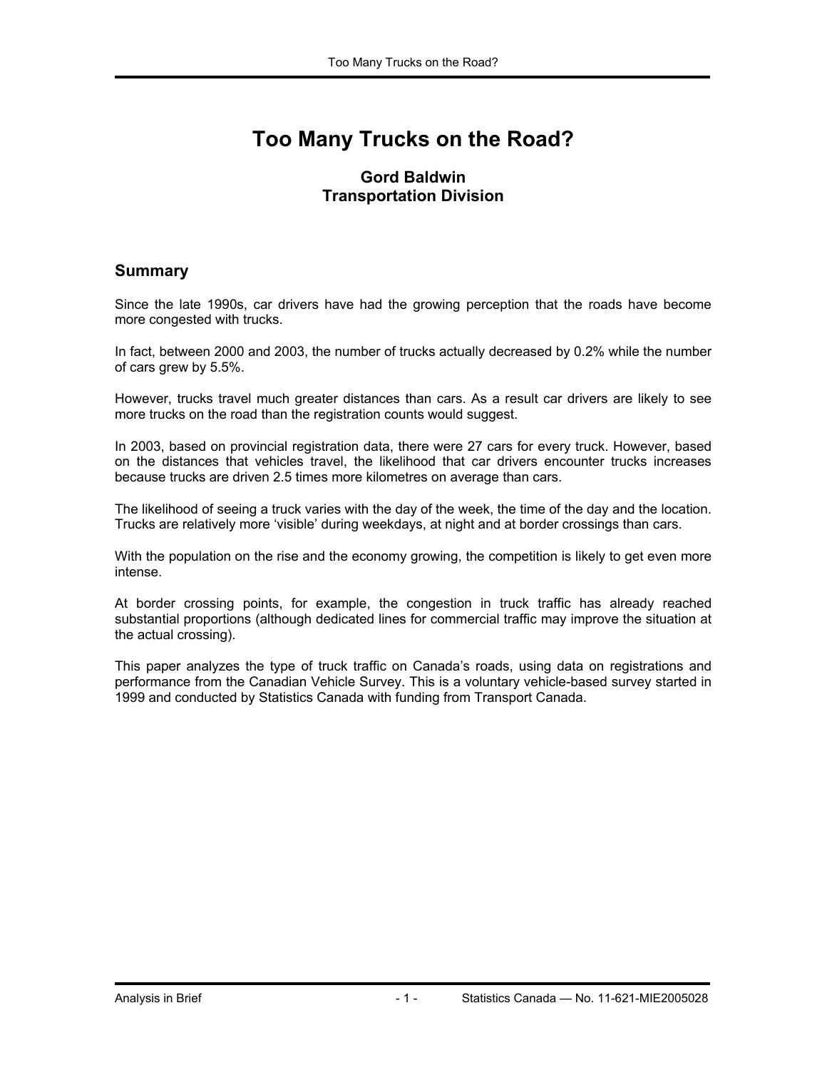# Too Many Trucks on the Road?

### Gord Baldwin
### Transportation Division

## Summary

Since the late 1990s, car drivers have had the growing perception that the roads have become more congested with trucks.

In fact, between 2000 and 2003, the number of trucks actually decreased by 0.2% while the number of cars grew by 5.5%.

However, trucks travel much greater distances than cars. As a result car drivers are likely to see more trucks on the road than the registration counts would suggest.

In 2003, based on provincial registration data, there were 27 cars for every truck. However, based on the distances that vehicles travel, the likelihood that car drivers encounter trucks increases because trucks are driven 2.5 times more kilometres on average than cars.

The likelihood of seeing a truck varies with the day of the week, the time of the day and the location. Trucks are relatively more 'visible' during weekdays, at night and at border crossings than cars.

With the population on the rise and the economy growing, the competition is likely to get even more intense.

At border crossing points, for example, the congestion in truck traffic has already reached substantial proportions (although dedicated lines for commercial traffic may improve the situation at the actual crossing).

This paper analyzes the type of truck traffic on Canada's roads, using data on registrations and performance from the Canadian Vehicle Survey. This is a voluntary vehicle-based survey started in 1999 and conducted by Statistics Canada with funding from Transport Canada.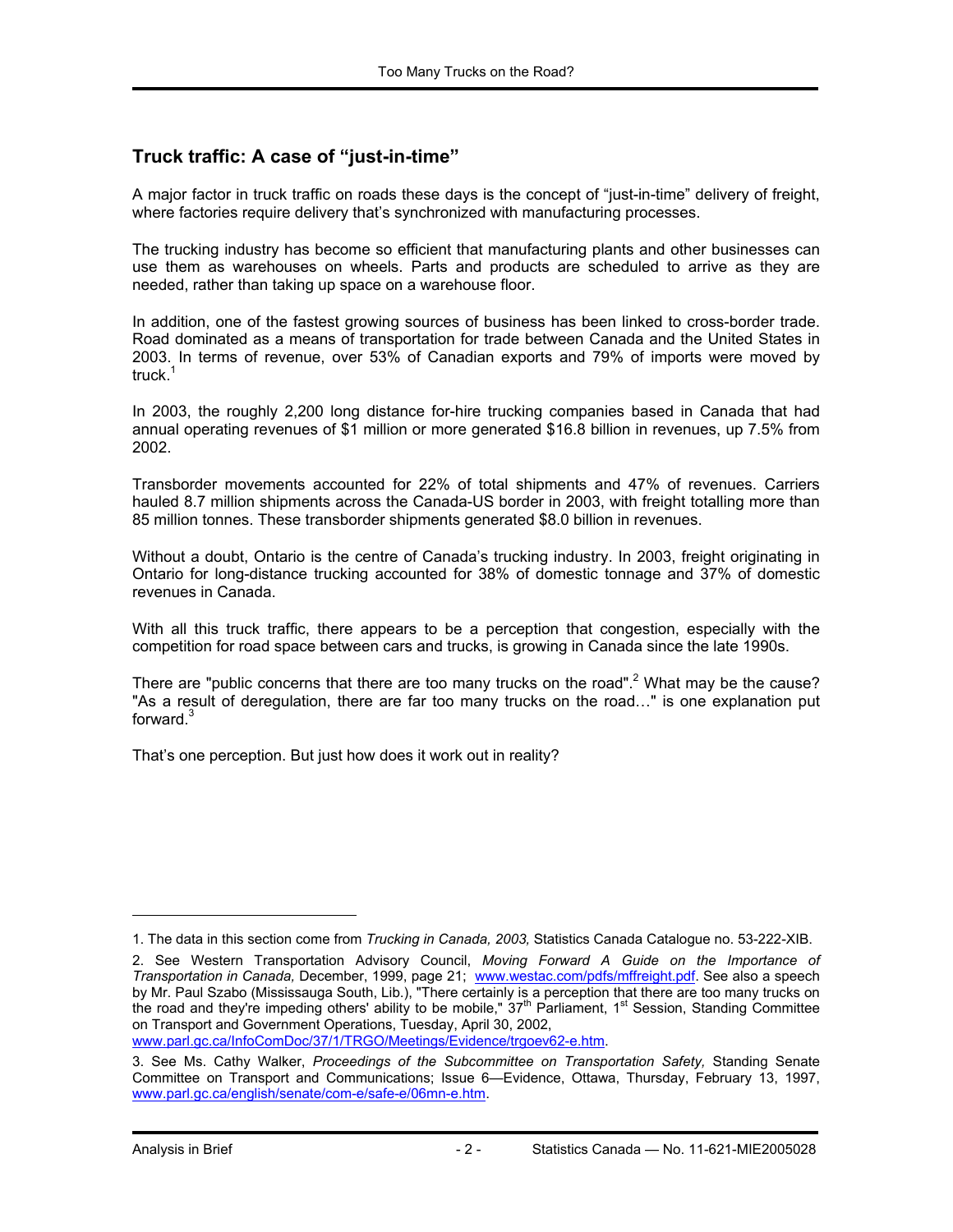## Truck traffic: A case of "just-in-time"

A major factor in truck traffic on roads these days is the concept of "just-in-time" delivery of freight, where factories require delivery that's synchronized with manufacturing processes.

The trucking industry has become so efficient that manufacturing plants and other businesses can use them as warehouses on wheels. Parts and products are scheduled to arrive as they are needed, rather than taking up space on a warehouse floor.

In addition, one of the fastest growing sources of business has been linked to cross-border trade. Road dominated as a means of transportation for trade between Canada and the United States in 2003. In terms of revenue, over 53% of Canadian exports and 79% of imports were moved by truck.[1]

In 2003, the roughly 2,200 long distance for-hire trucking companies based in Canada that had annual operating revenues of $1 million or more generated $16.8 billion in revenues, up 7.5% from 2002.

Transborder movements accounted for 22% of total shipments and 47% of revenues. Carriers hauled 8.7 million shipments across the Canada-US border in 2003, with freight totalling more than 85 million tonnes. These transborder shipments generated $8.0 billion in revenues.

Without a doubt, Ontario is the centre of Canada's trucking industry. In 2003, freight originating in Ontario for long-distance trucking accounted for 38% of domestic tonnage and 37% of domestic revenues in Canada.

With all this truck traffic, there appears to be a perception that congestion, especially with the competition for road space between cars and trucks, is growing in Canada since the late 1990s.

There are "public concerns that there are too many trucks on the road".[2] What may be the cause? "As a result of deregulation, there are far too many trucks on the road…" is one explanation put forward.[3]

That's one perception. But just how does it work out in reality?

---

1. The data in this section come from *Trucking in Canada, 2003,* Statistics Canada Catalogue no. 53-222-XIB.

2. See Western Transportation Advisory Council, *Moving Forward A Guide on the Importance of Transportation in Canada,* December, 1999, page 21; www.westac.com/pdfs/mffreight.pdf. See also a speech by Mr. Paul Szabo (Mississauga South, Lib.), "There certainly is a perception that there are too many trucks on the road and they're impeding others' ability to be mobile," 37th Parliament, 1st Session, Standing Committee on Transport and Government Operations, Tuesday, April 30, 2002, www.parl.gc.ca/InfoComDoc/37/1/TRGO/Meetings/Evidence/trgoev62-e.htm.

3. See Ms. Cathy Walker, *Proceedings of the Subcommittee on Transportation Safety,* Standing Senate Committee on Transport and Communications; Issue 6—Evidence, Ottawa, Thursday, February 13, 1997, www.parl.gc.ca/english/senate/com-e/safe-e/06mn-e.htm.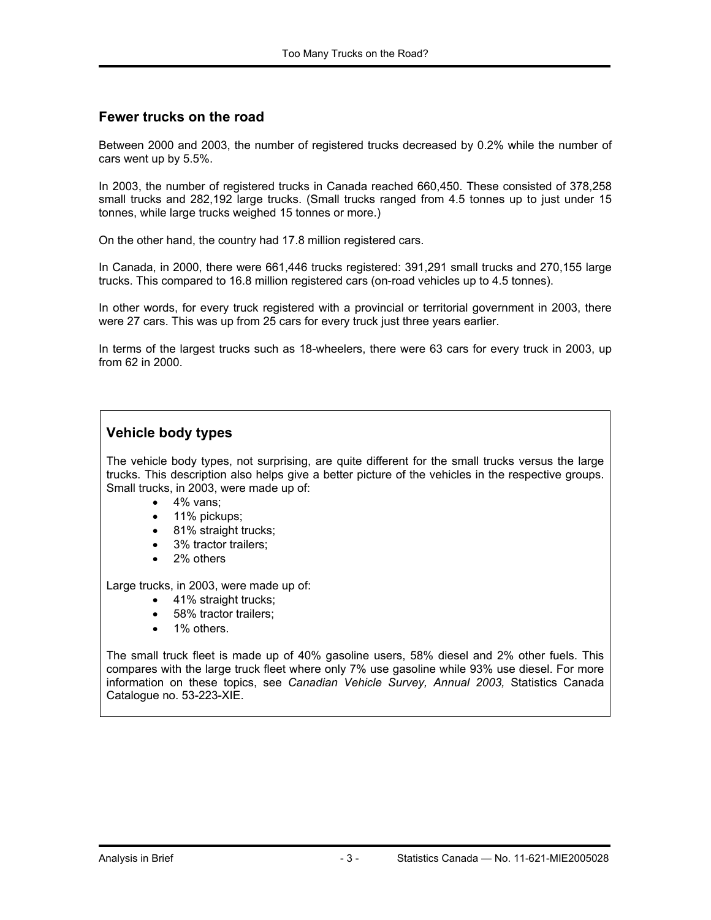## Fewer trucks on the road

Between 2000 and 2003, the number of registered trucks decreased by 0.2% while the number of cars went up by 5.5%.

In 2003, the number of registered trucks in Canada reached 660,450. These consisted of 378,258 small trucks and 282,192 large trucks. (Small trucks ranged from 4.5 tonnes up to just under 15 tonnes, while large trucks weighed 15 tonnes or more.)

On the other hand, the country had 17.8 million registered cars.

In Canada, in 2000, there were 661,446 trucks registered: 391,291 small trucks and 270,155 large trucks. This compared to 16.8 million registered cars (on-road vehicles up to 4.5 tonnes).

In other words, for every truck registered with a provincial or territorial government in 2003, there were 27 cars. This was up from 25 cars for every truck just three years earlier.

In terms of the largest trucks such as 18-wheelers, there were 63 cars for every truck in 2003, up from 62 in 2000.

### Vehicle body types

The vehicle body types, not surprising, are quite different for the small trucks versus the large trucks. This description also helps give a better picture of the vehicles in the respective groups. Small trucks, in 2003, were made up of:

- 4% vans;
- 11% pickups;
- 81% straight trucks;
- 3% tractor trailers;
- 2% others

Large trucks, in 2003, were made up of:

- 41% straight trucks;
- 58% tractor trailers;
- 1% others.

The small truck fleet is made up of 40% gasoline users, 58% diesel and 2% other fuels. This compares with the large truck fleet where only 7% use gasoline while 93% use diesel. For more information on these topics, see *Canadian Vehicle Survey, Annual 2003,* Statistics Canada Catalogue no. 53-223-XIE.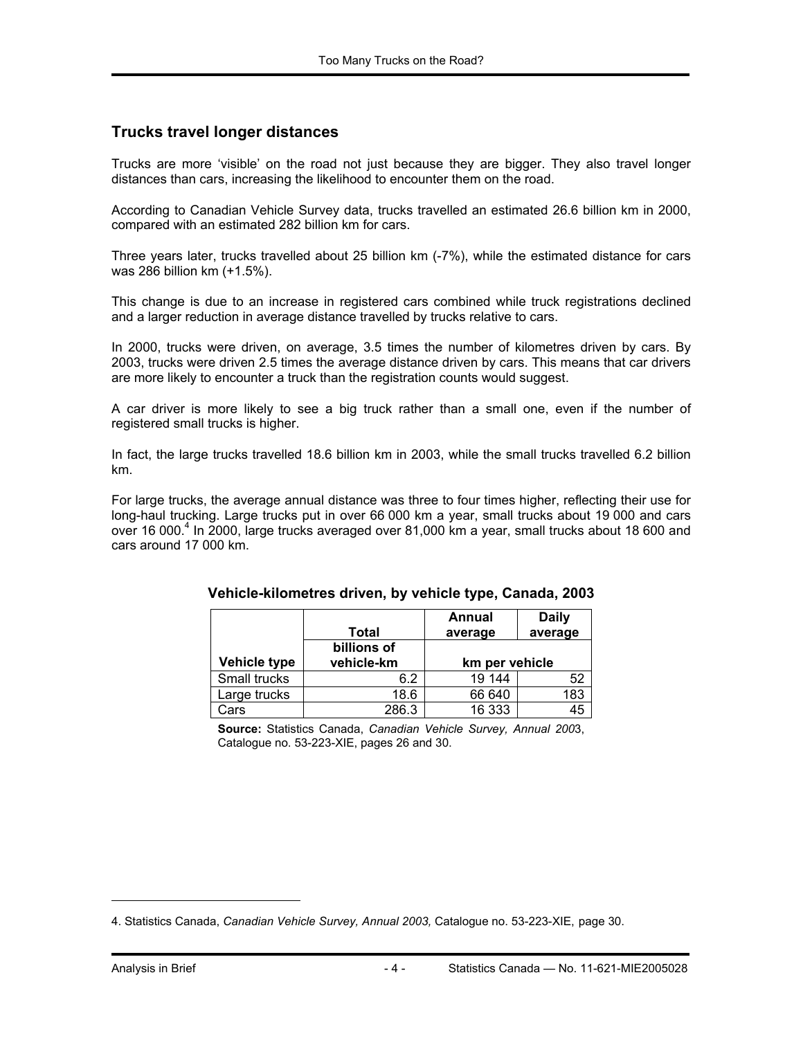## Trucks travel longer distances

Trucks are more 'visible' on the road not just because they are bigger. They also travel longer distances than cars, increasing the likelihood to encounter them on the road.

According to Canadian Vehicle Survey data, trucks travelled an estimated 26.6 billion km in 2000, compared with an estimated 282 billion km for cars.

Three years later, trucks travelled about 25 billion km (-7%), while the estimated distance for cars was 286 billion km (+1.5%).

This change is due to an increase in registered cars combined while truck registrations declined and a larger reduction in average distance travelled by trucks relative to cars.

In 2000, trucks were driven, on average, 3.5 times the number of kilometres driven by cars. By 2003, trucks were driven 2.5 times the average distance driven by cars. This means that car drivers are more likely to encounter a truck than the registration counts would suggest.

A car driver is more likely to see a big truck rather than a small one, even if the number of registered small trucks is higher.

In fact, the large trucks travelled 18.6 billion km in 2003, while the small trucks travelled 6.2 billion km.

For large trucks, the average annual distance was three to four times higher, reflecting their use for long-haul trucking. Large trucks put in over 66 000 km a year, small trucks about 19 000 and cars over 16 000.[4] In 2000, large trucks averaged over 81,000 km a year, small trucks about 18 600 and cars around 17 000 km.

**Vehicle-kilometres driven, by vehicle type, Canada, 2003**

| | Total | Annual average | Daily average |
|---|---|---|---|
| Vehicle type | billions of vehicle-km | km per vehicle | |
| Small trucks | 6.2 | 19 144 | 52 |
| Large trucks | 18.6 | 66 640 | 183 |
| Cars | 286.3 | 16 333 | 45 |

**Source:** Statistics Canada, *Canadian Vehicle Survey, Annual 200*3, Catalogue no. 53-223-XIE, pages 26 and 30.

4. Statistics Canada, *Canadian Vehicle Survey, Annual 2003,* Catalogue no. 53-223-XIE, page 30.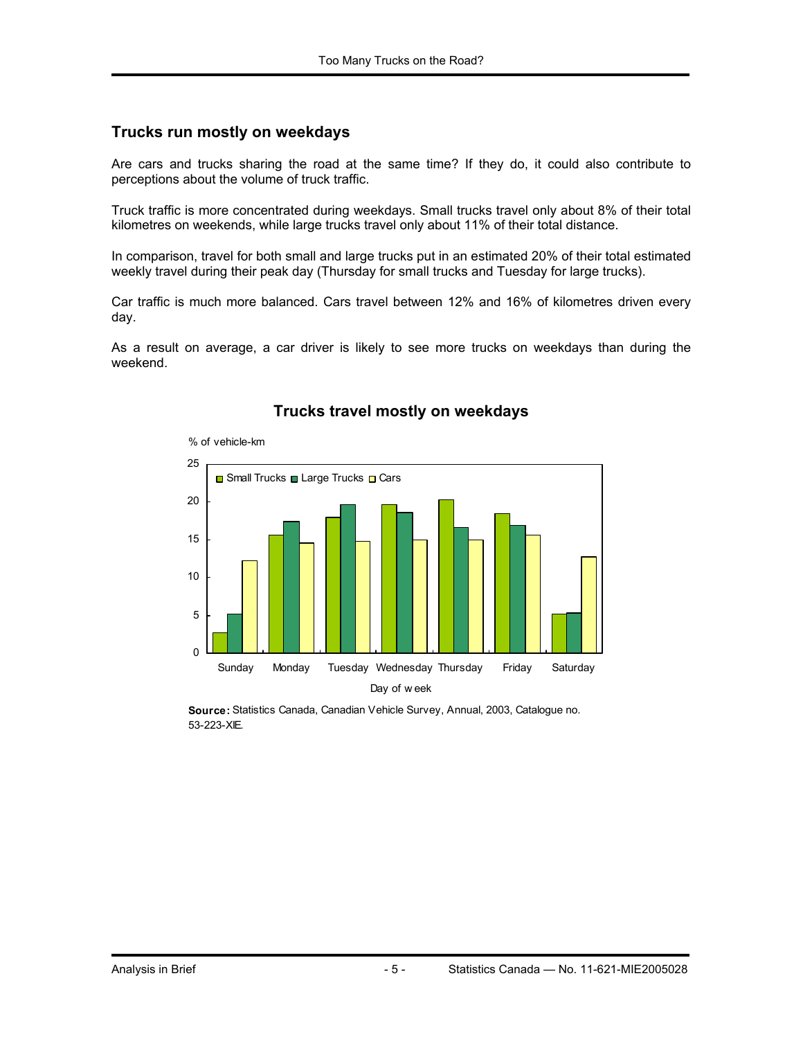## Trucks run mostly on weekdays

Are cars and trucks sharing the road at the same time? If they do, it could also contribute to perceptions about the volume of truck traffic.

Truck traffic is more concentrated during weekdays. Small trucks travel only about 8% of their total kilometres on weekends, while large trucks travel only about 11% of their total distance.

In comparison, travel for both small and large trucks put in an estimated 20% of their total estimated weekly travel during their peak day (Thursday for small trucks and Tuesday for large trucks).

Car traffic is much more balanced. Cars travel between 12% and 16% of kilometres driven every day.

As a result on average, a car driver is likely to see more trucks on weekdays than during the weekend.

### Trucks travel mostly on weekdays

**Source:** Statistics Canada, Canadian Vehicle Survey, Annual, 2003, Catalogue no. 53-223-XIE.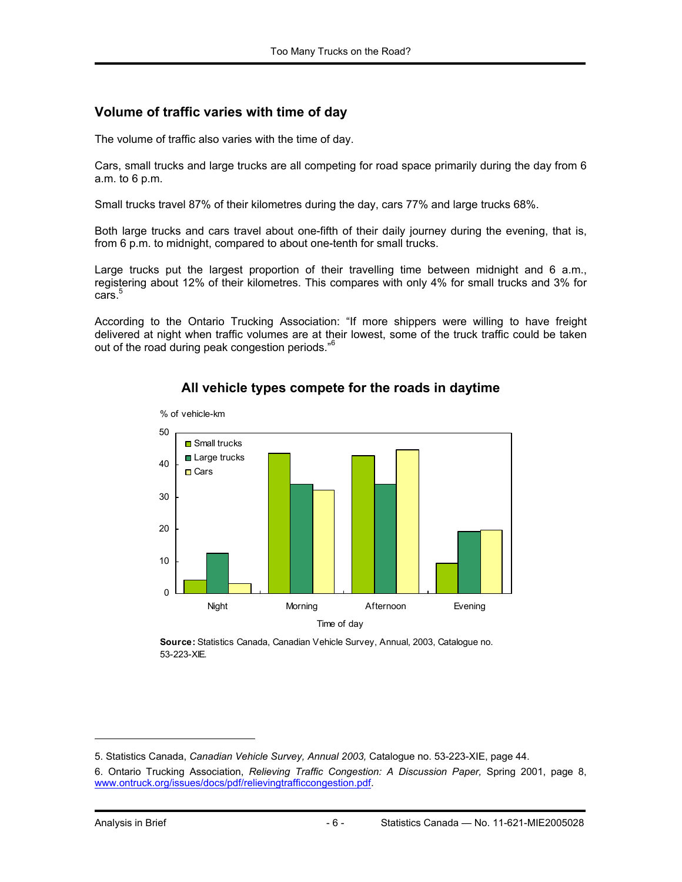## Volume of traffic varies with time of day

The volume of traffic also varies with the time of day.

Cars, small trucks and large trucks are all competing for road space primarily during the day from 6 a.m. to 6 p.m.

Small trucks travel 87% of their kilometres during the day, cars 77% and large trucks 68%.

Both large trucks and cars travel about one-fifth of their daily journey during the evening, that is, from 6 p.m. to midnight, compared to about one-tenth for small trucks.

Large trucks put the largest proportion of their travelling time between midnight and 6 a.m., registering about 12% of their kilometres. This compares with only 4% for small trucks and 3% for cars.[5]

According to the Ontario Trucking Association: "If more shippers were willing to have freight delivered at night when traffic volumes are at their lowest, some of the truck traffic could be taken out of the road during peak congestion periods."[6]

### All vehicle types compete for the roads in daytime

% of vehicle-km

Time of day: Night, Morning, Afternoon, Evening

Legend: Small trucks, Large trucks, Cars

**Source:** Statistics Canada, Canadian Vehicle Survey, Annual, 2003, Catalogue no. 53-223-XIE.

---

5. Statistics Canada, *Canadian Vehicle Survey, Annual 2003,* Catalogue no. 53-223-XIE, page 44.

6. Ontario Trucking Association, *Relieving Traffic Congestion: A Discussion Paper,* Spring 2001, page 8, www.ontruck.org/issues/docs/pdf/relievingtrafficcongestion.pdf.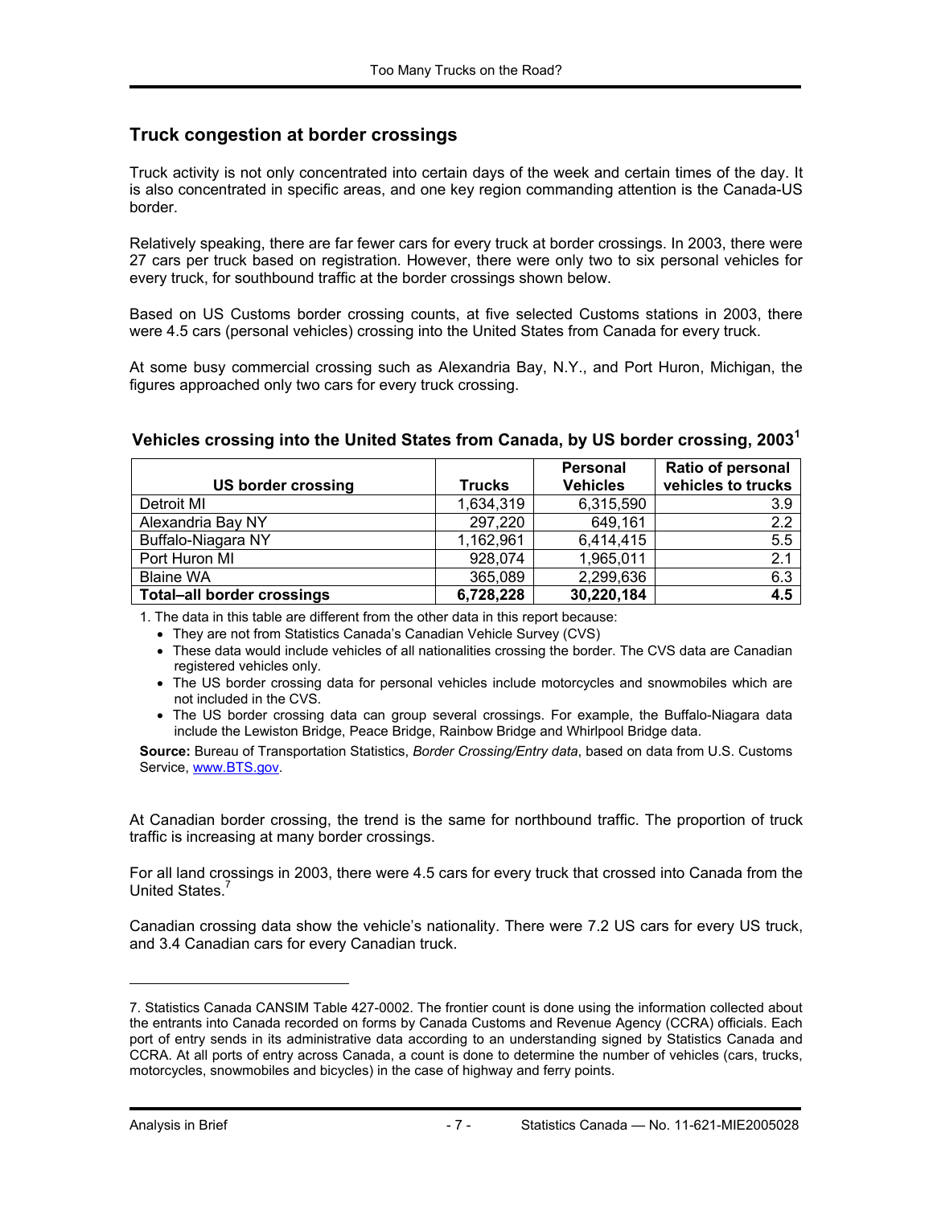## Truck congestion at border crossings

Truck activity is not only concentrated into certain days of the week and certain times of the day. It is also concentrated in specific areas, and one key region commanding attention is the Canada-US border.

Relatively speaking, there are far fewer cars for every truck at border crossings. In 2003, there were 27 cars per truck based on registration. However, there were only two to six personal vehicles for every truck, for southbound traffic at the border crossings shown below.

Based on US Customs border crossing counts, at five selected Customs stations in 2003, there were 4.5 cars (personal vehicles) crossing into the United States from Canada for every truck.

At some busy commercial crossing such as Alexandria Bay, N.Y., and Port Huron, Michigan, the figures approached only two cars for every truck crossing.

### Vehicles crossing into the United States from Canada, by US border crossing, 2003[1]

| US border crossing | Trucks | Personal Vehicles | Ratio of personal vehicles to trucks |
|---|---|---|---|
| Detroit MI | 1,634,319 | 6,315,590 | 3.9 |
| Alexandria Bay NY | 297,220 | 649,161 | 2.2 |
| Buffalo-Niagara NY | 1,162,961 | 6,414,415 | 5.5 |
| Port Huron MI | 928,074 | 1,965,011 | 2.1 |
| Blaine WA | 365,089 | 2,299,636 | 6.3 |
| **Total–all border crossings** | **6,728,228** | **30,220,184** | **4.5** |

1. The data in this table are different from the other data in this report because:
   - They are not from Statistics Canada's Canadian Vehicle Survey (CVS)
   - These data would include vehicles of all nationalities crossing the border. The CVS data are Canadian registered vehicles only.
   - The US border crossing data for personal vehicles include motorcycles and snowmobiles which are not included in the CVS.
   - The US border crossing data can group several crossings. For example, the Buffalo-Niagara data include the Lewiston Bridge, Peace Bridge, Rainbow Bridge and Whirlpool Bridge data.

**Source:** Bureau of Transportation Statistics, *Border Crossing/Entry data*, based on data from U.S. Customs Service, www.BTS.gov.

At Canadian border crossing, the trend is the same for northbound traffic. The proportion of truck traffic is increasing at many border crossings.

For all land crossings in 2003, there were 4.5 cars for every truck that crossed into Canada from the United States.[7]

Canadian crossing data show the vehicle's nationality. There were 7.2 US cars for every US truck, and 3.4 Canadian cars for every Canadian truck.

---

7. Statistics Canada CANSIM Table 427-0002. The frontier count is done using the information collected about the entrants into Canada recorded on forms by Canada Customs and Revenue Agency (CCRA) officials. Each port of entry sends in its administrative data according to an understanding signed by Statistics Canada and CCRA. At all ports of entry across Canada, a count is done to determine the number of vehicles (cars, trucks, motorcycles, snowmobiles and bicycles) in the case of highway and ferry points.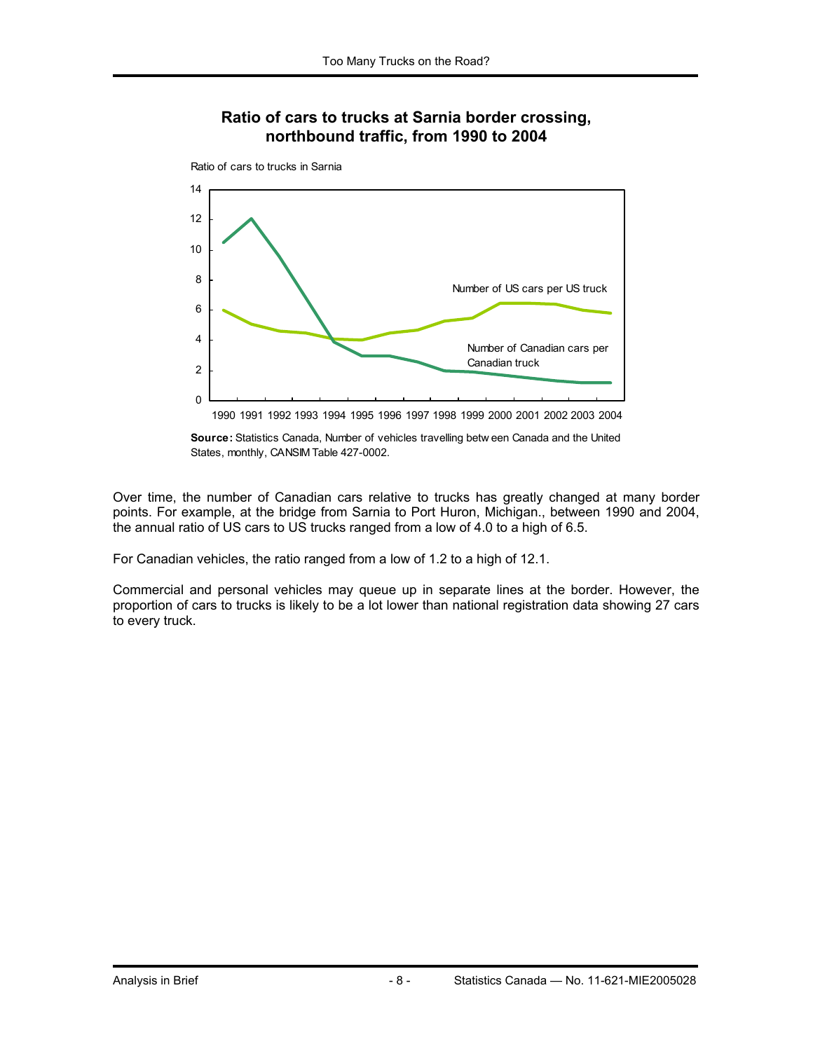**Ratio of cars to trucks at Sarnia border crossing, northbound traffic, from 1990 to 2004**

Ratio of cars to trucks in Sarnia

14
12
10
8
6
4
2
0

1990 1991 1992 1993 1994 1995 1996 1997 1998 1999 2000 2001 2002 2003 2004

Number of US cars per US truck

Number of Canadian cars per Canadian truck

**Source:** Statistics Canada, Number of vehicles travelling between Canada and the United States, monthly, CANSIM Table 427-0002.

Over time, the number of Canadian cars relative to trucks has greatly changed at many border points. For example, at the bridge from Sarnia to Port Huron, Michigan., between 1990 and 2004, the annual ratio of US cars to US trucks ranged from a low of 4.0 to a high of 6.5.

For Canadian vehicles, the ratio ranged from a low of 1.2 to a high of 12.1.

Commercial and personal vehicles may queue up in separate lines at the border. However, the proportion of cars to trucks is likely to be a lot lower than national registration data showing 27 cars to every truck.